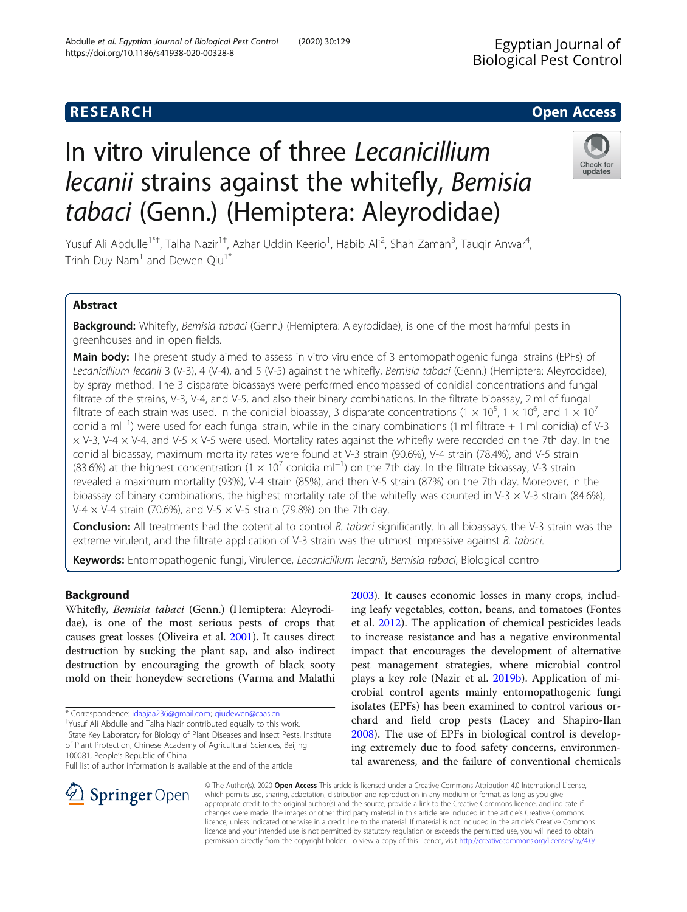**RESEARCH** **Open Access**

# In vitro virulence of three *Lecanicillium lecanii* strains against the whitefly, *Bemisia tabaci* (Genn.) (Hemiptera: Aleyrodidae)

Yusuf Ali Abdulle[1*†], Talha Nazir[1†], Azhar Uddin Keerio[1], Habib Ali[2], Shah Zaman[3], Tauqir Anwar[4], Trinh Duy Nam[1] and Dewen Qiu[1*]

## Abstract

**Background:** Whitefly, *Bemisia tabaci* (Genn.) (Hemiptera: Aleyrodidae), is one of the most harmful pests in greenhouses and in open fields.

**Main body:** The present study aimed to assess in vitro virulence of 3 entomopathogenic fungal strains (EPFs) of *Lecanicillium lecanii* 3 (V-3), 4 (V-4), and 5 (V-5) against the whitefly, *Bemisia tabaci* (Genn.) (Hemiptera: Aleyrodidae), by spray method. The 3 disparate bioassays were performed encompassed of conidial concentrations and fungal filtrate of the strains, V-3, V-4, and V-5, and also their binary combinations. In the filtrate bioassay, 2 ml of fungal filtrate of each strain was used. In the conidial bioassay, 3 disparate concentrations ($1 \times 10^5$, $1 \times 10^6$, and $1 \times 10^7$ conidia ml$^{-1}$) were used for each fungal strain, while in the binary combinations (1 ml filtrate + 1 ml conidia) of V-3 × V-3, V-4 × V-4, and V-5 × V-5 were used. Mortality rates against the whitefly were recorded on the 7th day. In the conidial bioassay, maximum mortality rates were found at V-3 strain (90.6%), V-4 strain (78.4%), and V-5 strain (83.6%) at the highest concentration ($1 \times 10^7$ conidia ml$^{-1}$) on the 7th day. In the filtrate bioassay, V-3 strain revealed a maximum mortality (93%), V-4 strain (85%), and then V-5 strain (87%) on the 7th day. Moreover, in the bioassay of binary combinations, the highest mortality rate of the whitefly was counted in V-3 × V-3 strain (84.6%), V-4 × V-4 strain (70.6%), and V-5 × V-5 strain (79.8%) on the 7th day.

**Conclusion:** All treatments had the potential to control *B. tabaci* significantly. In all bioassays, the V-3 strain was the extreme virulent, and the filtrate application of V-3 strain was the utmost impressive against *B. tabaci*.

**Keywords:** Entomopathogenic fungi, Virulence, *Lecanicillium lecanii*, *Bemisia tabaci*, Biological control

## Background

Whitefly, *Bemisia tabaci* (Genn.) (Hemiptera: Aleyrodidae), is one of the most serious pests of crops that causes great losses (Oliveira et al. 2001). It causes direct destruction by sucking the plant sap, and also indirect destruction by encouraging the growth of black sooty mold on their honeydew secretions (Varma and Malathi 2003). It causes economic losses in many crops, including leafy vegetables, cotton, beans, and tomatoes (Fontes et al. 2012). The application of chemical pesticides leads to increase resistance and has a negative environmental impact that encourages the development of alternative pest management strategies, where microbial control plays a key role (Nazir et al. 2019b). Application of microbial control agents mainly entomopathogenic fungi isolates (EPFs) has been examined to control various orchard and field crop pests (Lacey and Shapiro-Ilan 2008). The use of EPFs in biological control is developing extremely due to food safety concerns, environmental awareness, and the failure of conventional chemicals

\* Correspondence: idaajaa236@gmail.com; qiudewen@caas.cn
†Yusuf Ali Abdulle and Talha Nazir contributed equally to this work.
[1]State Key Laboratory for Biology of Plant Diseases and Insect Pests, Institute of Plant Protection, Chinese Academy of Agricultural Sciences, Beijing 100081, People's Republic of China
Full list of author information is available at the end of the article

© The Author(s). 2020 **Open Access** This article is licensed under a Creative Commons Attribution 4.0 International License, which permits use, sharing, adaptation, distribution and reproduction in any medium or format, as long as you give appropriate credit to the original author(s) and the source, provide a link to the Creative Commons licence, and indicate if changes were made. The images or other third party material in this article are included in the article's Creative Commons licence, unless indicated otherwise in a credit line to the material. If material is not included in the article's Creative Commons licence and your intended use is not permitted by statutory regulation or exceeds the permitted use, you will need to obtain permission directly from the copyright holder. To view a copy of this licence, visit http://creativecommons.org/licenses/by/4.0/.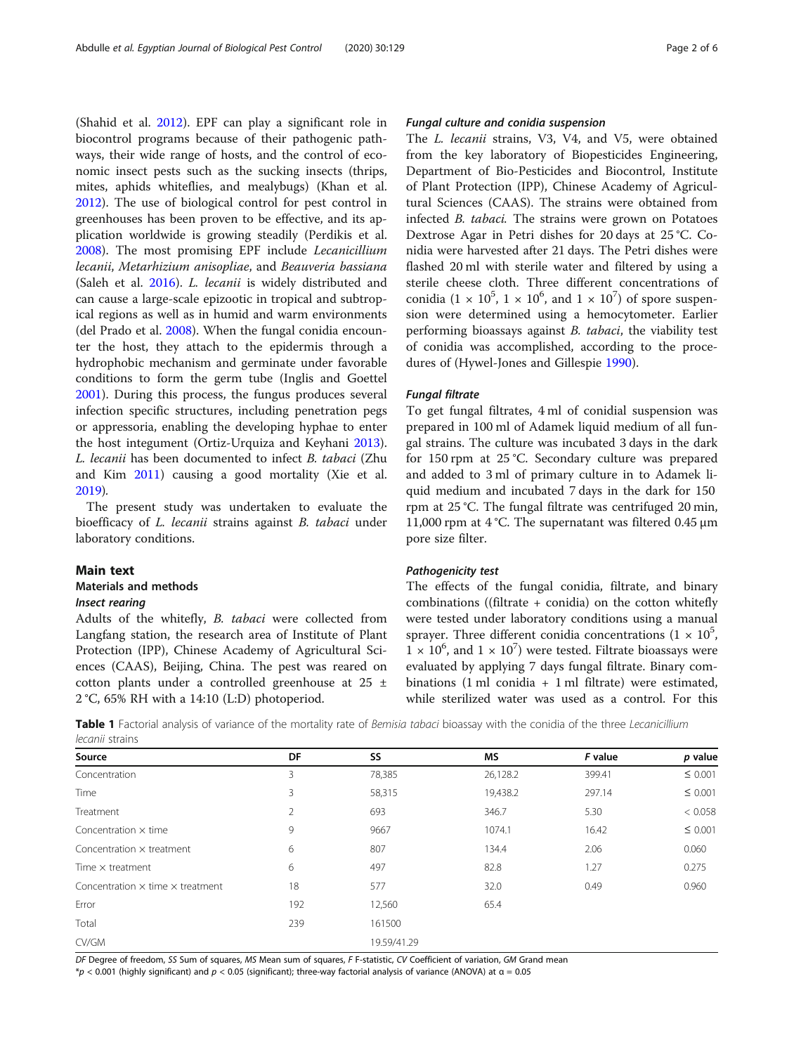(Shahid et al. 2012). EPF can play a significant role in biocontrol programs because of their pathogenic pathways, their wide range of hosts, and the control of economic insect pests such as the sucking insects (thrips, mites, aphids whiteflies, and mealybugs) (Khan et al. 2012). The use of biological control for pest control in greenhouses has been proven to be effective, and its application worldwide is growing steadily (Perdikis et al. 2008). The most promising EPF include *Lecanicillium lecanii*, *Metarhizium anisopliae*, and *Beauveria bassiana* (Saleh et al. 2016). *L. lecanii* is widely distributed and can cause a large-scale epizootic in tropical and subtropical regions as well as in humid and warm environments (del Prado et al. 2008). When the fungal conidia encounter the host, they attach to the epidermis through a hydrophobic mechanism and germinate under favorable conditions to form the germ tube (Inglis and Goettel 2001). During this process, the fungus produces several infection specific structures, including penetration pegs or appressoria, enabling the developing hyphae to enter the host integument (Ortiz-Urquiza and Keyhani 2013). *L. lecanii* has been documented to infect *B. tabaci* (Zhu and Kim 2011) causing a good mortality (Xie et al. 2019).

The present study was undertaken to evaluate the bioefficacy of *L. lecanii* strains against *B. tabaci* under laboratory conditions.

## Main text

### Materials and methods

#### Insect rearing

Adults of the whitefly, *B. tabaci* were collected from Langfang station, the research area of Institute of Plant Protection (IPP), Chinese Academy of Agricultural Sciences (CAAS), Beijing, China. The pest was reared on cotton plants under a controlled greenhouse at 25 ± 2 °C, 65% RH with a 14:10 (L:D) photoperiod.

#### Fungal culture and conidia suspension

The *L. lecanii* strains, V3, V4, and V5, were obtained from the key laboratory of Biopesticides Engineering, Department of Bio-Pesticides and Biocontrol, Institute of Plant Protection (IPP), Chinese Academy of Agricultural Sciences (CAAS). The strains were obtained from infected *B. tabaci*. The strains were grown on Potatoes Dextrose Agar in Petri dishes for 20 days at 25 °C. Conidia were harvested after 21 days. The Petri dishes were flashed 20 ml with sterile water and filtered by using a sterile cheese cloth. Three different concentrations of conidia ($1 \times 10^5$, $1 \times 10^6$, and $1 \times 10^7$) of spore suspension were determined using a hemocytometer. Earlier performing bioassays against *B. tabaci*, the viability test of conidia was accomplished, according to the procedures of (Hywel-Jones and Gillespie 1990).

#### Fungal filtrate

To get fungal filtrates, 4 ml of conidial suspension was prepared in 100 ml of Adamek liquid medium of all fungal strains. The culture was incubated 3 days in the dark for 150 rpm at 25 °C. Secondary culture was prepared and added to 3 ml of primary culture in to Adamek liquid medium and incubated 7 days in the dark for 150 rpm at 25 °C. The fungal filtrate was centrifuged 20 min, 11,000 rpm at 4 °C. The supernatant was filtered 0.45 μm pore size filter.

#### Pathogenicity test

The effects of the fungal conidia, filtrate, and binary combinations ((filtrate + conidia) on the cotton whitefly were tested under laboratory conditions using a manual sprayer. Three different conidia concentrations ($1 \times 10^5$, $1 \times 10^6$, and $1 \times 10^7$) were tested. Filtrate bioassays were evaluated by applying 7 days fungal filtrate. Binary combinations (1 ml conidia + 1 ml filtrate) were estimated, while sterilized water was used as a control. For this

**Table 1** Factorial analysis of variance of the mortality rate of *Bemisia tabaci* bioassay with the conidia of the three *Lecanicillium lecanii* strains

| Source | DF | SS | MS | *F* value | *p* value |
|---|---|---|---|---|---|
| Concentration | 3 | 78,385 | 26,128.2 | 399.41 | ≤ 0.001 |
| Time | 3 | 58,315 | 19,438.2 | 297.14 | ≤ 0.001 |
| Treatment | 2 | 693 | 346.7 | 5.30 | < 0.058 |
| Concentration × time | 9 | 9667 | 1074.1 | 16.42 | ≤ 0.001 |
| Concentration × treatment | 6 | 807 | 134.4 | 2.06 | 0.060 |
| Time × treatment | 6 | 497 | 82.8 | 1.27 | 0.275 |
| Concentration × time × treatment | 18 | 577 | 32.0 | 0.49 | 0.960 |
| Error | 192 | 12,560 | 65.4 | | |
| Total | 239 | 161500 | | | |
| CV/GM | | 19.59/41.29 | | | |

*DF* Degree of freedom, *SS* Sum of squares, *MS* Mean sum of squares, *F* F-statistic, *CV* Coefficient of variation, *GM* Grand mean

*$p < 0.001$ (highly significant) and $p < 0.05$ (significant); three-way factorial analysis of variance (ANOVA) at α = 0.05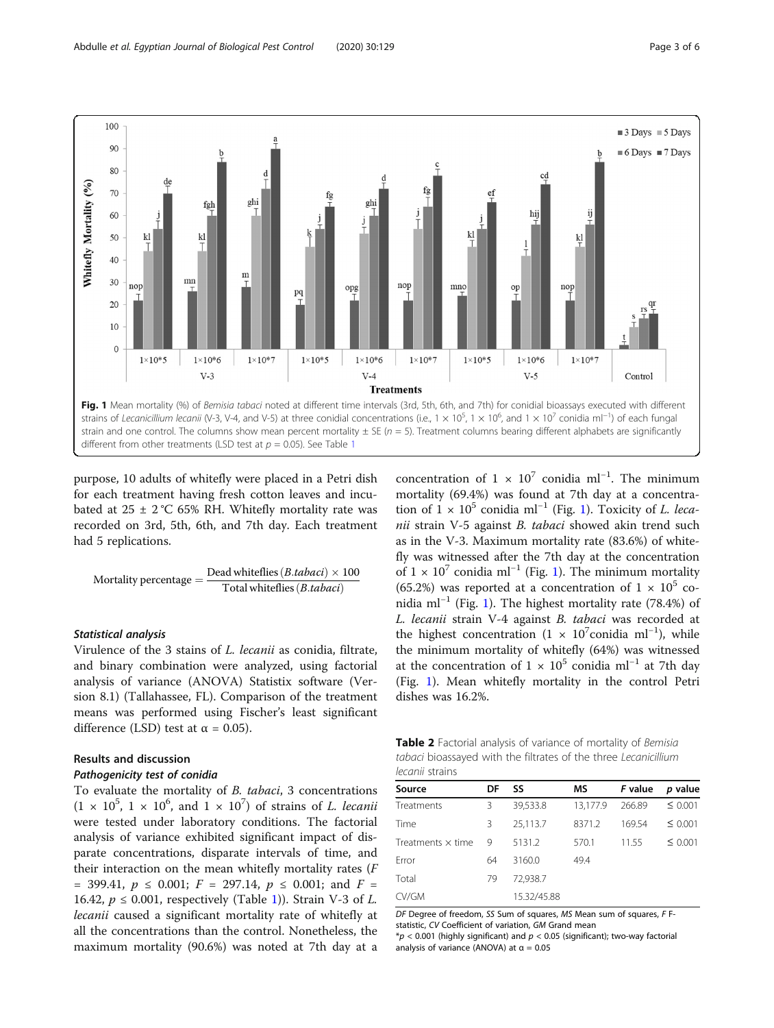**Fig. 1** Mean mortality (%) of *Bemisia tabaci* noted at different time intervals (3rd, 5th, 6th, and 7th) for conidial bioassays executed with different strains of *Lecanicillium lecanii* (V-3, V-4, and V-5) at three conidial concentrations (i.e., $1 \times 10^5$, $1 \times 10^6$, and $1 \times 10^7$ conidia ml$^{-1}$) of each fungal strain and one control. The columns show mean percent mortality ± SE ($n = 5$). Treatment columns bearing different alphabets are significantly different from other treatments (LSD test at $p = 0.05$). See Table 1

purpose, 10 adults of whitefly were placed in a Petri dish for each treatment having fresh cotton leaves and incubated at 25 ± 2 °C 65% RH. Whitefly mortality rate was recorded on 3rd, 5th, 6th, and 7th day. Each treatment had 5 replications.

$$\text{Mortality percentage} = \frac{\text{Dead whiteflies } (B.tabaci) \times 100}{\text{Total whiteflies } (B.tabaci)}$$

#### *Statistical analysis*

Virulence of the 3 stains of *L. lecanii* as conidia, filtrate, and binary combination were analyzed, using factorial analysis of variance (ANOVA) Statistix software (Version 8.1) (Tallahassee, FL). Comparison of the treatment means was performed using Fischer's least significant difference (LSD) test at α = 0.05).

### Results and discussion

#### *Pathogenicity test of conidia*

To evaluate the mortality of *B. tabaci*, 3 concentrations ($1 \times 10^5$, $1 \times 10^6$, and $1 \times 10^7$) of strains of *L. lecanii* were tested under laboratory conditions. The factorial analysis of variance exhibited significant impact of disparate concentrations, disparate intervals of time, and their interaction on the mean whitefly mortality rates ($F = 399.41$, $p \leq 0.001$; $F = 297.14$, $p \leq 0.001$; and $F = 16.42$, $p \leq 0.001$, respectively (Table 1)). Strain V-3 of *L. lecanii* caused a significant mortality rate of whitefly at all the concentrations than the control. Nonetheless, the maximum mortality (90.6%) was noted at 7th day at a concentration of $1 \times 10^7$ conidia ml$^{-1}$. The minimum mortality (69.4%) was found at 7th day at a concentration of $1 \times 10^5$ conidia ml$^{-1}$ (Fig. 1). Toxicity of *L. lecanii* strain V-5 against *B. tabaci* showed akin trend such as in the V-3. Maximum mortality rate (83.6%) of whitefly was witnessed after the 7th day at the concentration of $1 \times 10^7$ conidia ml$^{-1}$ (Fig. 1). The minimum mortality (65.2%) was reported at a concentration of $1 \times 10^5$ conidia ml$^{-1}$ (Fig. 1). The highest mortality rate (78.4%) of *L. lecanii* strain V-4 against *B. tabaci* was recorded at the highest concentration ($1 \times 10^7$conidia ml$^{-1}$), while the minimum mortality of whitefly (64%) was witnessed at the concentration of $1 \times 10^5$ conidia ml$^{-1}$ at 7th day (Fig. 1). Mean whitefly mortality in the control Petri dishes was 16.2%.

**Table 2** Factorial analysis of variance of mortality of *Bemisia tabaci* bioassayed with the filtrates of the three *Lecanicillium lecanii* strains

| Source | DF | SS | MS | *F* value | *p* value |
|---|---|---|---|---|---|
| Treatments | 3 | 39,533.8 | 13,177.9 | 266.89 | ≤ 0.001 |
| Time | 3 | 25,113.7 | 8371.2 | 169.54 | ≤ 0.001 |
| Treatments × time | 9 | 5131.2 | 570.1 | 11.55 | ≤ 0.001 |
| Error | 64 | 3160.0 | 49.4 | | |
| Total | 79 | 72,938.7 | | | |
| CV/GM | | 15.32/45.88 | | | |

*DF* Degree of freedom, *SS* Sum of squares, *MS* Mean sum of squares, *F* F-statistic, *CV* Coefficient of variation, *GM* Grand mean
*$p < 0.001$ (highly significant) and $p < 0.05$ (significant); two-way factorial analysis of variance (ANOVA) at α = 0.05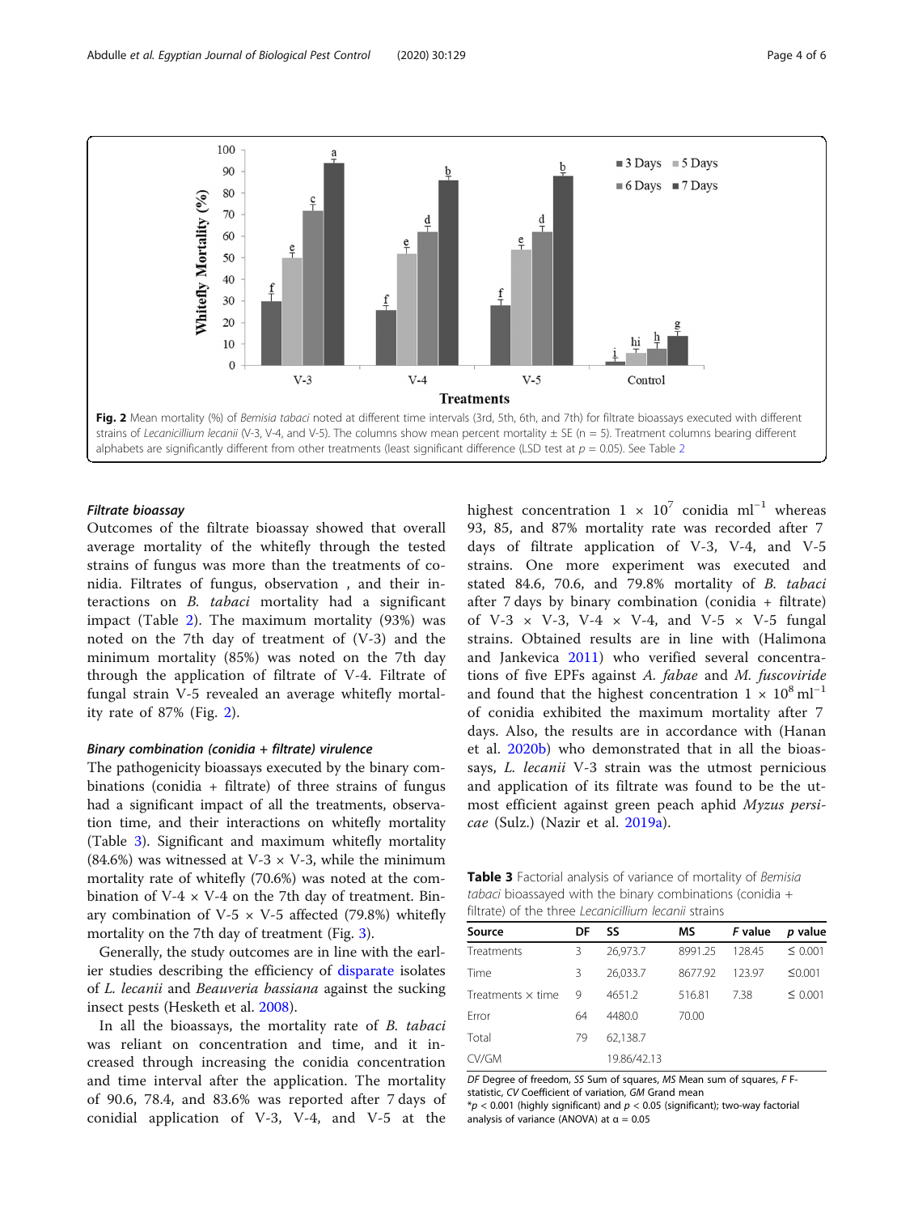Fig. 2 Mean mortality (%) of *Bemisia tabaci* noted at different time intervals (3rd, 5th, 6th, and 7th) for filtrate bioassays executed with different strains of *Lecanicillium lecanii* (V-3, V-4, and V-5). The columns show mean percent mortality ± SE (n = 5). Treatment columns bearing different alphabets are significantly different from other treatments (least significant difference (LSD test at $p = 0.05$). See Table 2

### Filtrate bioassay

Outcomes of the filtrate bioassay showed that overall average mortality of the whitefly through the tested strains of fungus was more than the treatments of conidia. Filtrates of fungus, observation , and their interactions on *B. tabaci* mortality had a significant impact (Table 2). The maximum mortality (93%) was noted on the 7th day of treatment of (V-3) and the minimum mortality (85%) was noted on the 7th day through the application of filtrate of V-4. Filtrate of fungal strain V-5 revealed an average whitefly mortality rate of 87% (Fig. 2).

### Binary combination (conidia + filtrate) virulence

The pathogenicity bioassays executed by the binary combinations (conidia + filtrate) of three strains of fungus had a significant impact of all the treatments, observation time, and their interactions on whitefly mortality (Table 3). Significant and maximum whitefly mortality (84.6%) was witnessed at V-3 × V-3, while the minimum mortality rate of whitefly (70.6%) was noted at the combination of V-4 × V-4 on the 7th day of treatment. Binary combination of V-5 × V-5 affected (79.8%) whitefly mortality on the 7th day of treatment (Fig. 3).

Generally, the study outcomes are in line with the earlier studies describing the efficiency of disparate isolates of *L. lecanii* and *Beauveria bassiana* against the sucking insect pests (Hesketh et al. 2008).

In all the bioassays, the mortality rate of *B. tabaci* was reliant on concentration and time, and it increased through increasing the conidia concentration and time interval after the application. The mortality of 90.6, 78.4, and 83.6% was reported after 7 days of conidial application of V-3, V-4, and V-5 at the highest concentration $1 \times 10^7$ conidia ml$^{-1}$ whereas 93, 85, and 87% mortality rate was recorded after 7 days of filtrate application of V-3, V-4, and V-5 strains. One more experiment was executed and stated 84.6, 70.6, and 79.8% mortality of *B. tabaci* after 7 days by binary combination (conidia + filtrate) of V-3 × V-3, V-4 × V-4, and V-5 × V-5 fungal strains. Obtained results are in line with (Halimona and Jankevica 2011) who verified several concentrations of five EPFs against *A. fabae* and *M. fuscoviride* and found that the highest concentration $1 \times 10^8$ ml$^{-1}$ of conidia exhibited the maximum mortality after 7 days. Also, the results are in accordance with (Hanan et al. 2020b) who demonstrated that in all the bioassays, *L. lecanii* V-3 strain was the utmost pernicious and application of its filtrate was found to be the utmost efficient against green peach aphid *Myzus persicae* (Sulz.) (Nazir et al. 2019a).

Table 3 Factorial analysis of variance of mortality of *Bemisia tabaci* bioassayed with the binary combinations (conidia + filtrate) of the three *Lecanicillium lecanii* strains

| Source | DF | SS | MS | F value | p value |
|---|---|---|---|---|---|
| Treatments | 3 | 26,973.7 | 8991.25 | 128.45 | ≤ 0.001 |
| Time | 3 | 26,033.7 | 8677.92 | 123.97 | ≤0.001 |
| Treatments × time | 9 | 4651.2 | 516.81 | 7.38 | ≤ 0.001 |
| Error | 64 | 4480.0 | 70.00 | | |
| Total | 79 | 62,138.7 | | | |
| CV/GM | | 19.86/42.13 | | | |

*DF* Degree of freedom, *SS* Sum of squares, *MS* Mean sum of squares, *F* F-statistic, *CV* Coefficient of variation, *GM* Grand mean
*$p < 0.001$ (highly significant) and $p < 0.05$ (significant); two-way factorial analysis of variance (ANOVA) at $\alpha = 0.05$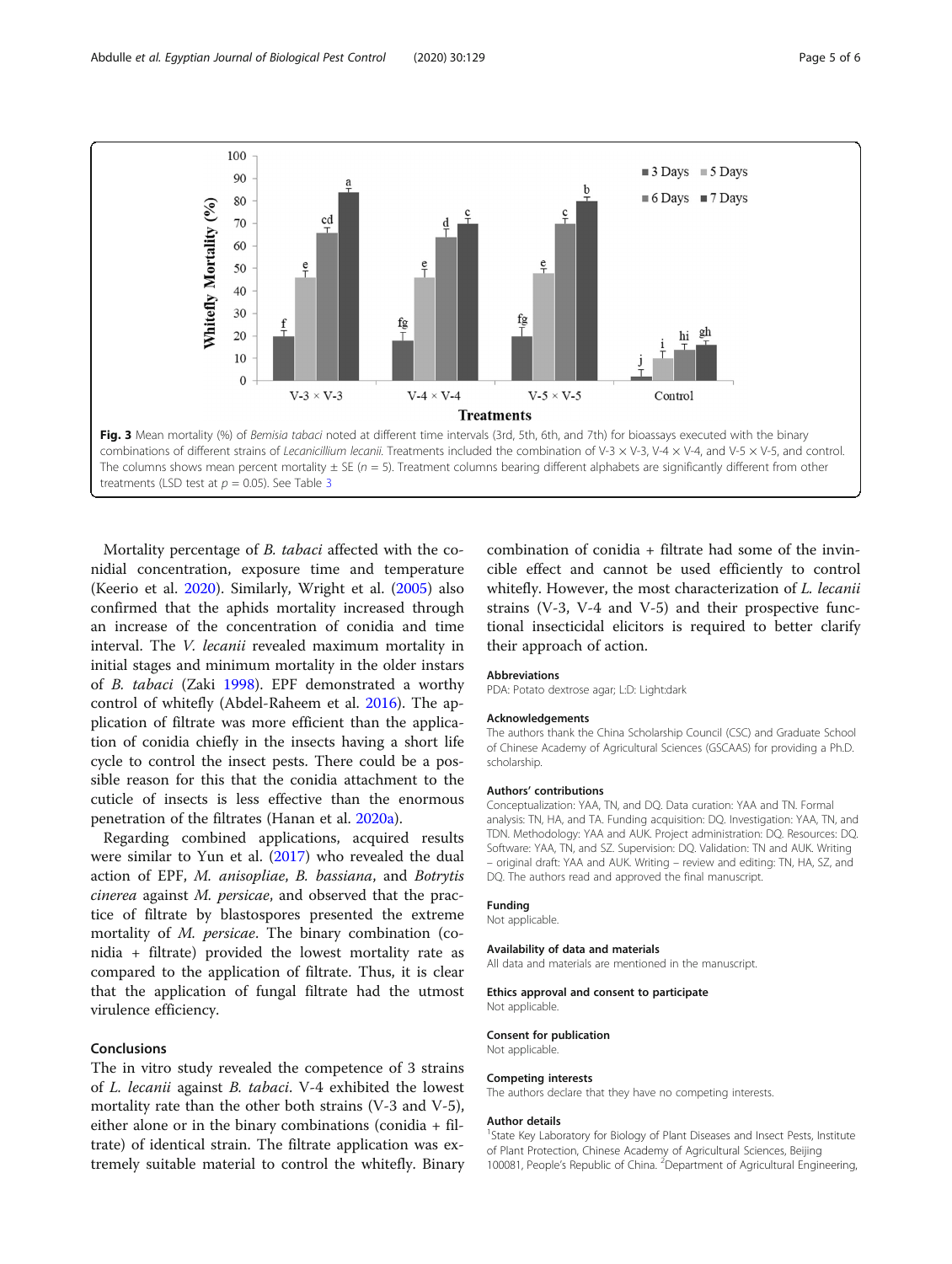**Fig. 3** Mean mortality (%) of *Bemisia tabaci* noted at different time intervals (3rd, 5th, 6th, and 7th) for bioassays executed with the binary combinations of different strains of *Lecanicillium lecanii*. Treatments included the combination of V-3 × V-3, V-4 × V-4, and V-5 × V-5, and control. The columns shows mean percent mortality ± SE ($n$ = 5). Treatment columns bearing different alphabets are significantly different from other treatments (LSD test at $p$ = 0.05). See Table 3

Mortality percentage of *B. tabaci* affected with the conidial concentration, exposure time and temperature (Keerio et al. 2020). Similarly, Wright et al. (2005) also confirmed that the aphids mortality increased through an increase of the concentration of conidia and time interval. The *V. lecanii* revealed maximum mortality in initial stages and minimum mortality in the older instars of *B. tabaci* (Zaki 1998). EPF demonstrated a worthy control of whitefly (Abdel-Raheem et al. 2016). The application of filtrate was more efficient than the application of conidia chiefly in the insects having a short life cycle to control the insect pests. There could be a possible reason for this that the conidia attachment to the cuticle of insects is less effective than the enormous penetration of the filtrates (Hanan et al. 2020a).

Regarding combined applications, acquired results were similar to Yun et al. (2017) who revealed the dual action of EPF, *M. anisopliae*, *B. bassiana*, and *Botrytis cinerea* against *M. persicae*, and observed that the practice of filtrate by blastospores presented the extreme mortality of *M. persicae*. The binary combination (conidia + filtrate) provided the lowest mortality rate as compared to the application of filtrate. Thus, it is clear that the application of fungal filtrate had the utmost virulence efficiency.

## Conclusions

The in vitro study revealed the competence of 3 strains of *L. lecanii* against *B. tabaci*. V-4 exhibited the lowest mortality rate than the other both strains (V-3 and V-5), either alone or in the binary combinations (conidia + filtrate) of identical strain. The filtrate application was extremely suitable material to control the whitefly. Binary combination of conidia + filtrate had some of the invincible effect and cannot be used efficiently to control whitefly. However, the most characterization of *L. lecanii* strains (V-3, V-4 and V-5) and their prospective functional insecticidal elicitors is required to better clarify their approach of action.

### Abbreviations

PDA: Potato dextrose agar; L:D: Light:dark

### Acknowledgements

The authors thank the China Scholarship Council (CSC) and Graduate School of Chinese Academy of Agricultural Sciences (GSCAAS) for providing a Ph.D. scholarship.

### Authors' contributions

Conceptualization: YAA, TN, and DQ. Data curation: YAA and TN. Formal analysis: TN, HA, and TA. Funding acquisition: DQ. Investigation: YAA, TN, and TDN. Methodology: YAA and AUK. Project administration: DQ. Resources: DQ. Software: YAA, TN, and SZ. Supervision: DQ. Validation: TN and AUK. Writing – original draft: YAA and AUK. Writing – review and editing: TN, HA, SZ, and DQ. The authors read and approved the final manuscript.

### Funding

Not applicable.

### Availability of data and materials

All data and materials are mentioned in the manuscript.

### Ethics approval and consent to participate

Not applicable.

### Consent for publication

Not applicable.

### Competing interests

The authors declare that they have no competing interests.

### Author details

[1]State Key Laboratory for Biology of Plant Diseases and Insect Pests, Institute of Plant Protection, Chinese Academy of Agricultural Sciences, Beijing 100081, People's Republic of China. [2]Department of Agricultural Engineering,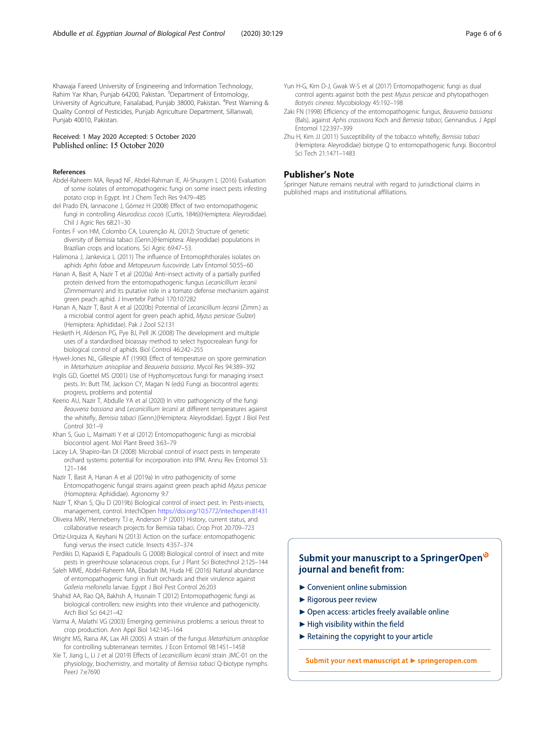Khawaja Fareed University of Engineering and Information Technology, Rahim Yar Khan, Punjab 64200, Pakistan. [3]Department of Entomology, University of Agriculture, Faisalabad, Punjab 38000, Pakistan. [4]Pest Warning & Quality Control of Pesticides, Punjab Agriculture Department, Sillanwali, Punjab 40010, Pakistan.

Received: 1 May 2020 Accepted: 5 October 2020
Published online: 15 October 2020

#### References

Abdel-Raheem MA, Reyad NF, Abdel-Rahman IE, Al-Shuraym L (2016) Evaluation of some isolates of entomopathogenic fungi on some insect pests infesting potato crop in Egypt. Int J Chem Tech Res 9:479–485

del Prado EN, Iannacone J, Gómez H (2008) Effect of two entomopathogenic fungi in controlling *Aleurodicus cocois* (Curtis, 1846)(Hemiptera: Aleyrodidae). Chil J Agric Res 68:21–30

Fontes F von HM, Colombo CA, Lourenção AL (2012) Structure of genetic diversity of Bemisia tabaci (Genn.)(Hemiptera: Aleyrodidae) populations in Brazilian crops and locations. Sci Agric 69:47–53.

Halimona J, Jankevica L (2011) The influence of Entomophthorales isolates on aphids *Aphis fabae* and *Metopeurum fuscoviride*. Latv Entomol 50:55–60

Hanan A, Basit A, Nazir T et al (2020a) Anti-insect activity of a partially purified protein derived from the entomopathogenic fungus *Lecanicillium lecanii* (Zimmermann) and its putative role in a tomato defense mechanism against green peach aphid. J Invertebr Pathol 170:107282

Hanan A, Nazir T, Basit A et al (2020b) Potential of *Lecanicillium lecanii* (Zimm.) as a microbial control agent for green peach aphid, *Myzus persicae* (Sulzer) (Hemiptera: Aphididae). Pak J Zool 52:131

Hesketh H, Alderson PG, Pye BJ, Pell JK (2008) The development and multiple uses of a standardised bioassay method to select hypocrealean fungi for biological control of aphids. Biol Control 46:242–255

Hywel-Jones NL, Gillespie AT (1990) Effect of temperature on spore germination in *Metarhizium anisopliae* and *Beauveria bassiana*. Mycol Res 94:389–392

Inglis GD, Goettel MS (2001) Use of Hyphomycetous fungi for managing insect pests. In: Butt TM, Jackson CY, Magan N (eds) Fungi as biocontrol agents: progress, problems and potential

Keerio AU, Nazir T, Abdulle YA et al (2020) In vitro pathogenicity of the fungi *Beauveria bassiana* and *Lecanicillium lecanii* at different temperatures against the whitefly, *Bemisia tabaci* (Genn.)(Hemiptera: Aleyrodidae). Egypt J Biol Pest Control 30:1–9

Khan S, Guo L, Maimaiti Y et al (2012) Entomopathogenic fungi as microbial biocontrol agent. Mol Plant Breed 3:63–79

Lacey LA, Shapiro-Ilan DI (2008) Microbial control of insect pests in temperate orchard systems: potential for incorporation into IPM. Annu Rev Entomol 53: 121–144

Nazir T, Basit A, Hanan A et al (2019a) In vitro pathogenicity of some Entomopathogenic fungal strains against green peach aphid *Myzus persicae* (Homoptera: Aphididae). Agronomy 9:7

Nazir T, Khan S, Qiu D (2019b) Biological control of insect pest. In: Pests-insects, management, control. IntechOpen https://doi.org/10.5772/intechopen.81431

Oliveira MRV, Henneberry TJ e, Anderson P (2001) History, current status, and collaborative research projects for Bemisia tabaci. Crop Prot 20:709–723

Ortiz-Urquiza A, Keyhani N (2013) Action on the surface: entomopathogenic fungi versus the insect cuticle. Insects 4:357–374

Perdikis D, Kapaxidi E, Papadoulis G (2008) Biological control of insect and mite pests in greenhouse solanaceous crops. Eur J Plant Sci Biotechnol 2:125–144

Saleh MME, Abdel-Raheem MA, Ebadah IM, Huda HE (2016) Natural abundance of entomopathogenic fungi in fruit orchards and their virulence against *Galleria mellonella* larvae. Egypt J Biol Pest Control 26:203

Shahid AA, Rao QA, Bakhsh A, Husnain T (2012) Entomopathogenic fungi as biological controllers: new insights into their virulence and pathogenicity. Arch Biol Sci 64:21–42

Varma A, Malathi VG (2003) Emerging geminivirus problems: a serious threat to crop production. Ann Appl Biol 142:145–164

Wright MS, Raina AK, Lax AR (2005) A strain of the fungus *Metarhizium anisopliae* for controlling subterranean termites. J Econ Entomol 98:1451–1458

Xie T, Jiang L, Li J et al (2019) Effects of *Lecanicillium lecanii* strain JMC-01 on the physiology, biochemistry, and mortality of *Bemisia tabaci* Q-biotype nymphs. PeerJ 7:e7690

Yun H-G, Kim D-J, Gwak W-S et al (2017) Entomopathogenic fungi as dual control agents against both the pest *Myzus persicae* and phytopathogen *Botrytis cinerea*. Mycobiology 45:192–198

Zaki FN (1998) Efficiency of the entomopathogenic fungus, *Beauveria bassiana* (Bals), against *Aphis crassivora* Koch and *Bemesia tabaci*, Gennandius. J Appl Entomol 122:397–399

Zhu H, Kim JJ (2011) Susceptibility of the tobacco whitefly, *Bemisia tabaci* (Hemiptera: Aleyrodidae) biotype Q to entomopathogenic fungi. Biocontrol Sci Tech 21:1471–1483

## Publisher's Note

Springer Nature remains neutral with regard to jurisdictional claims in published maps and institutional affiliations.

**Submit your manuscript to a SpringerOpen journal and benefit from:**

- ► Convenient online submission
- ► Rigorous peer review
- ► Open access: articles freely available online
- ► High visibility within the field
- ► Retaining the copyright to your article

Submit your next manuscript at ► springeropen.com